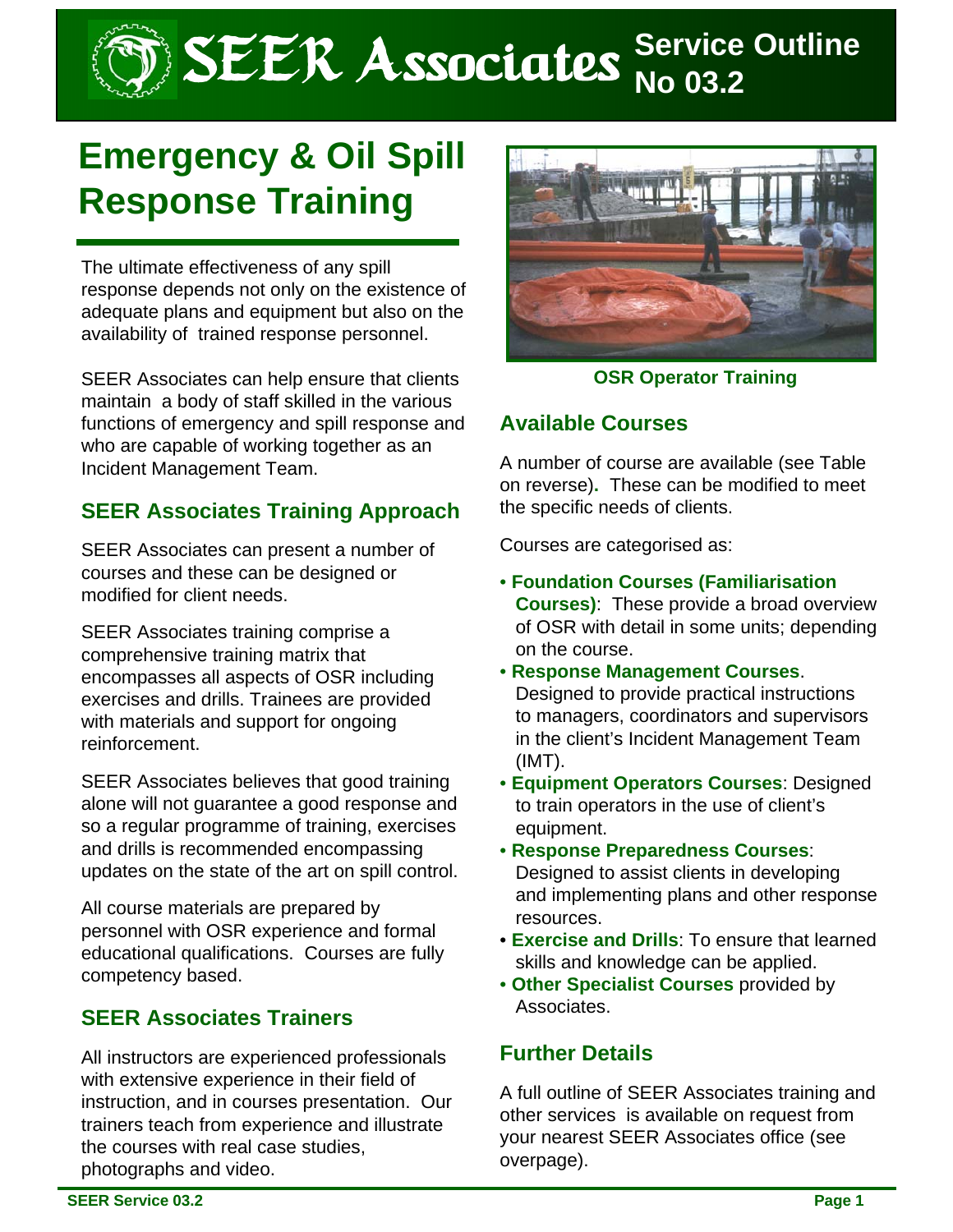# SEER Associates Service Outline No 03.2

# Emergency & Oil Spill Response Training

The ultimate effectiveness of any spill response depends not only on the existence of adequate plans and equipment but also on the availability of trained response personnel.

SEER Associates can help ensure that clients maintain a body of staff skilled in the various functions of emergency and spill response and who are capable of working together as an Incident Management Team.

## SEER Associates Training Approach

SEER Associates can present a number of courses and these can be designed or modified for client needs.

SEER Associates training comprise a comprehensive training matrix that encompasses all aspects of OSR including exercises and drills. Trainees are provided with materials and support for ongoing reinforcement.

SEER Associates believes that good training alone will not guarantee a good response and so a regular programme of training, exercises and drills is recommended encompassing updates on the state of the art on spill control.

All course materials are prepared by personnel with OSR experience and formal educational qualifications. Courses are fully competency based.

## SEER Associates Trainers

All instructors are experienced professionals with extensive experience in their field of instruction, and in courses presentation. Our trainers teach from experience and illustrate the courses with real case studies, photographs and video.

**OSR Operator Training**

## Available Courses

A number of course are available (see Table on reverse). These can be modified to meet the specific needs of clients.

Courses are categorised as:

- **Foundation Courses (Familiarisation Courses)**: These provide a broad overview of OSR with detail in some units; depending on the course.
- **Response Management Courses**. Designed to provide practical instructions to managers, coordinators and supervisors in the client's Incident Management Team (IMT).
- **Equipment Operators Courses**: Designed to train operators in the use of client's equipment.
- **Response Preparedness Courses**: Designed to assist clients in developing and implementing plans and other response resources.
- **Exercise and Drills**: To ensure that learned skills and knowledge can be applied.
- **Other Specialist Courses** provided by Associates.

## Further Details

A full outline of SEER Associates training and other services is available on request from your nearest SEER Associates office (see overpage).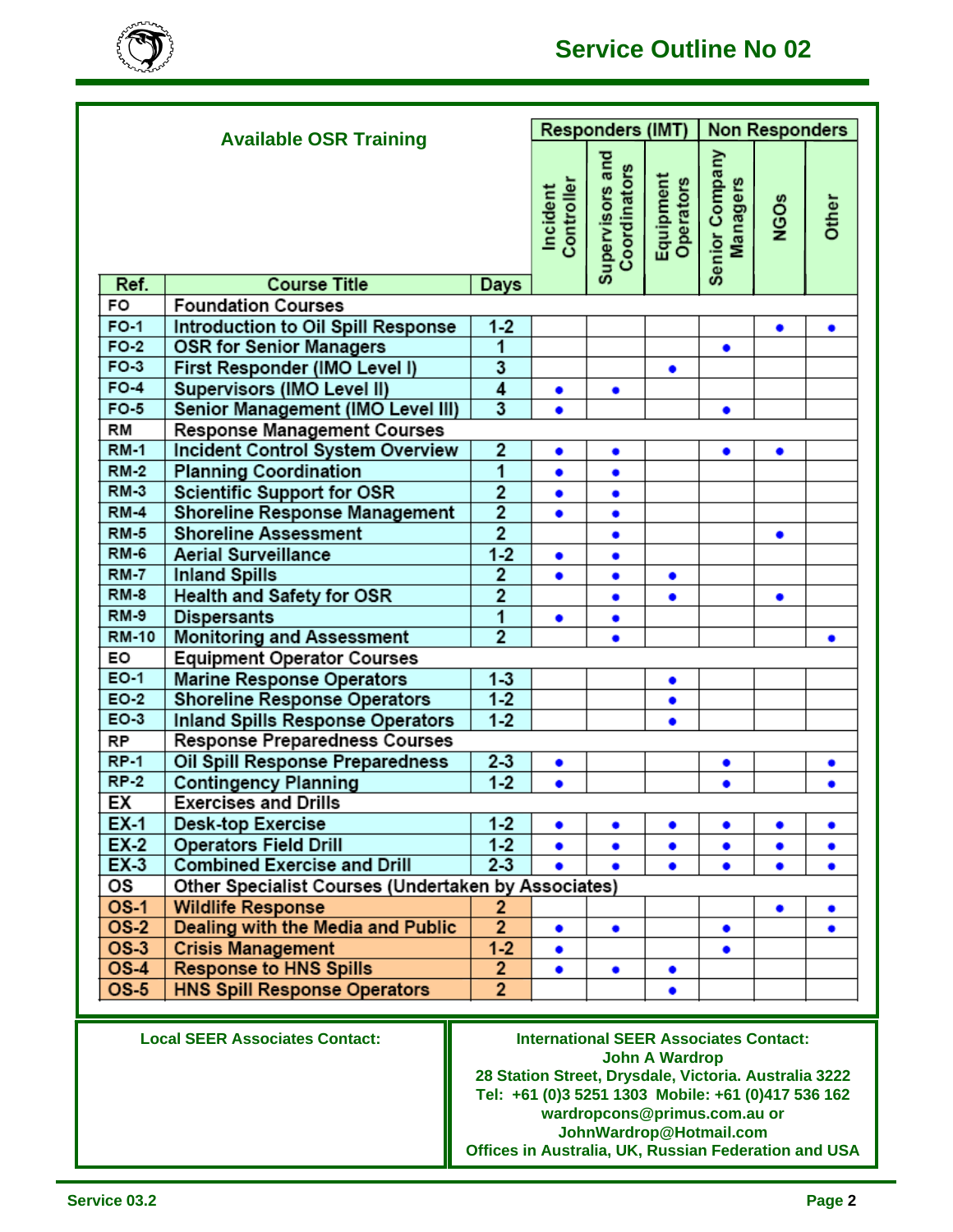# Service Outline No 02

## Available OSR Training

| Ref. | Course Title | Days | Responders (IMT) | | | Non Responders | | |
|---|---|---|---|---|---|---|---|---|
| | | | Incident Controller | Supervisors and Coordinators | Equipment Operators | Senior Company Managers | NGOs | Other |
| FO | Foundation Courses | | | | | | | |
| FO-1 | Introduction to Oil Spill Response | 1-2 | | | | | • | • |
| FO-2 | OSR for Senior Managers | 1 | | | | • | | |
| FO-3 | First Responder (IMO Level I) | 3 | | | • | | | |
| FO-4 | Supervisors (IMO Level II) | 4 | • | • | | | | |
| FO-5 | Senior Management (IMO Level III) | 3 | • | | | • | | |
| RM | Response Management Courses | | | | | | | |
| RM-1 | Incident Control System Overview | 2 | • | • | | • | • | |
| RM-2 | Planning Coordination | 1 | • | • | | | | |
| RM-3 | Scientific Support for OSR | 2 | • | • | | | | |
| RM-4 | Shoreline Response Management | 2 | • | • | | | | |
| RM-5 | Shoreline Assessment | 2 | | • | | | • | |
| RM-6 | Aerial Surveillance | 1-2 | • | • | | | | |
| RM-7 | Inland Spills | 2 | • | • | • | | | |
| RM-8 | Health and Safety for OSR | 2 | | • | • | | • | |
| RM-9 | Dispersants | 1 | • | • | | | | |
| RM-10 | Monitoring and Assessment | 2 | | • | | | | • |
| EO | Equipment Operator Courses | | | | | | | |
| EO-1 | Marine Response Operators | 1-3 | | | • | | | |
| EO-2 | Shoreline Response Operators | 1-2 | | | • | | | |
| EO-3 | Inland Spills Response Operators | 1-2 | | | • | | | |
| RP | Response Preparedness Courses | | | | | | | |
| RP-1 | Oil Spill Response Preparedness | 2-3 | • | | | • | | • |
| RP-2 | Contingency Planning | 1-2 | • | | | • | | • |
| EX | Exercises and Drills | | | | | | | |
| EX-1 | Desk-top Exercise | 1-2 | • | • | • | • | • | • |
| EX-2 | Operators Field Drill | 1-2 | • | • | • | • | • | • |
| EX-3 | Combined Exercise and Drill | 2-3 | • | • | • | • | • | • |
| OS | Other Specialist Courses (Undertaken by Associates) | | | | | | | |
| OS-1 | Wildlife Response | 2 | | | | | • | • |
| OS-2 | Dealing with the Media and Public | 2 | • | • | | • | | • |
| OS-3 | Crisis Management | 1-2 | • | | | • | | |
| OS-4 | Response to HNS Spills | 2 | • | • | • | | | |
| OS-5 | HNS Spill Response Operators | 2 | | | • | | | |

**Local SEER Associates Contact:**

**International SEER Associates Contact:**
**John A Wardrop**
**28 Station Street, Drysdale, Victoria. Australia 3222**
**Tel: +61 (0)3 5251 1303 Mobile: +61 (0)417 536 162**
**wardropcons@primus.com.au or**
**JohnWardrop@Hotmail.com**
**Offices in Australia, UK, Russian Federation and USA**

Service 03.2